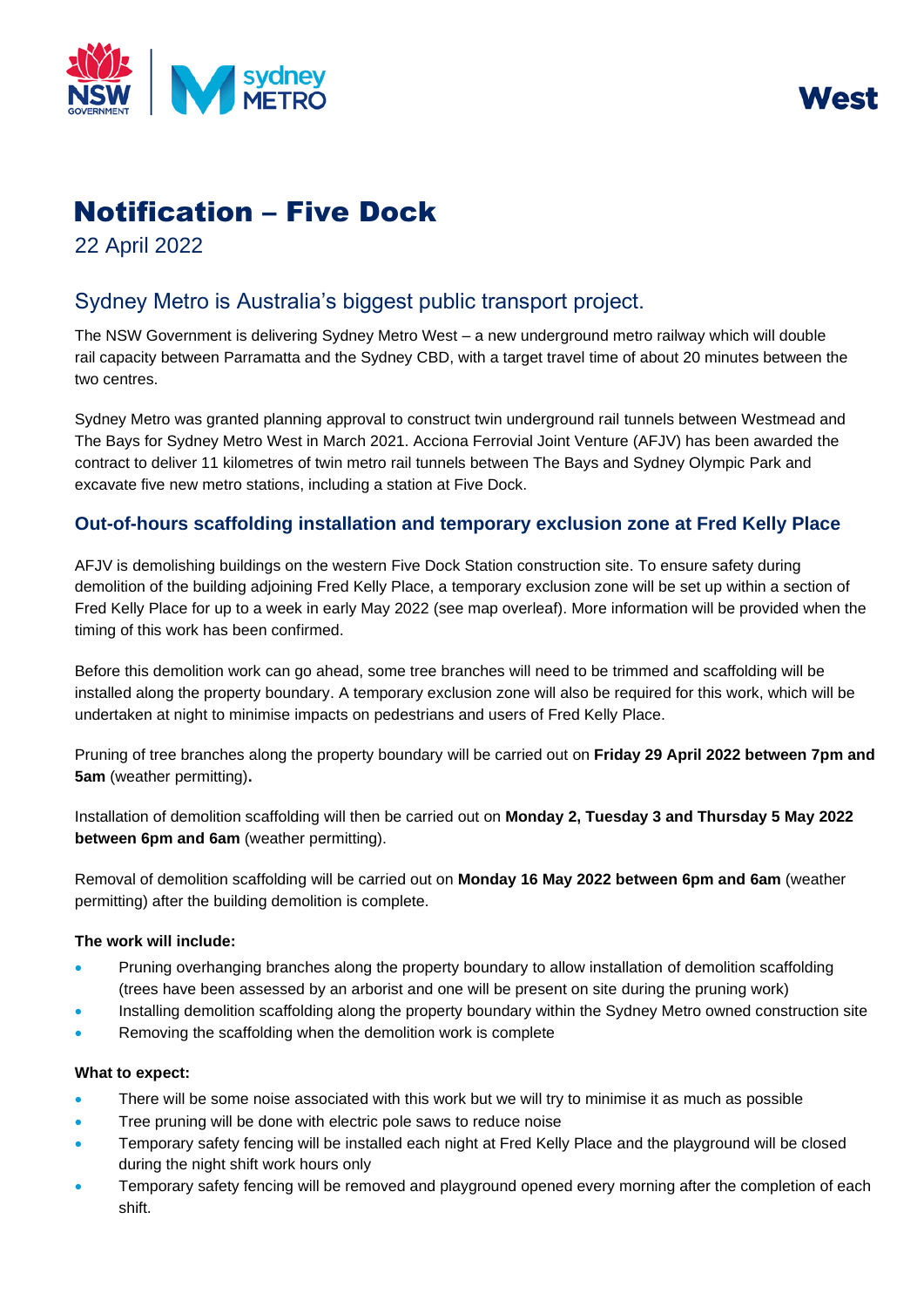West

# Notification – Five Dock

22 April 2022

## Sydney Metro is Australia's biggest public transport project.

The NSW Government is delivering Sydney Metro West – a new underground metro railway which will double rail capacity between Parramatta and the Sydney CBD, with a target travel time of about 20 minutes between the two centres.

Sydney Metro was granted planning approval to construct twin underground rail tunnels between Westmead and The Bays for Sydney Metro West in March 2021. Acciona Ferrovial Joint Venture (AFJV) has been awarded the contract to deliver 11 kilometres of twin metro rail tunnels between The Bays and Sydney Olympic Park and excavate five new metro stations, including a station at Five Dock.

### Out-of-hours scaffolding installation and temporary exclusion zone at Fred Kelly Place

AFJV is demolishing buildings on the western Five Dock Station construction site. To ensure safety during demolition of the building adjoining Fred Kelly Place, a temporary exclusion zone will be set up within a section of Fred Kelly Place for up to a week in early May 2022 (see map overleaf). More information will be provided when the timing of this work has been confirmed.

Before this demolition work can go ahead, some tree branches will need to be trimmed and scaffolding will be installed along the property boundary. A temporary exclusion zone will also be required for this work, which will be undertaken at night to minimise impacts on pedestrians and users of Fred Kelly Place.

Pruning of tree branches along the property boundary will be carried out on **Friday 29 April 2022 between 7pm and 5am** (weather permitting)**.**

Installation of demolition scaffolding will then be carried out on **Monday 2, Tuesday 3 and Thursday 5 May 2022 between 6pm and 6am** (weather permitting).

Removal of demolition scaffolding will be carried out on **Monday 16 May 2022 between 6pm and 6am** (weather permitting) after the building demolition is complete.

**The work will include:**

- Pruning overhanging branches along the property boundary to allow installation of demolition scaffolding (trees have been assessed by an arborist and one will be present on site during the pruning work)
- Installing demolition scaffolding along the property boundary within the Sydney Metro owned construction site
- Removing the scaffolding when the demolition work is complete

**What to expect:**

- There will be some noise associated with this work but we will try to minimise it as much as possible
- Tree pruning will be done with electric pole saws to reduce noise
- Temporary safety fencing will be installed each night at Fred Kelly Place and the playground will be closed during the night shift work hours only
- Temporary safety fencing will be removed and playground opened every morning after the completion of each shift.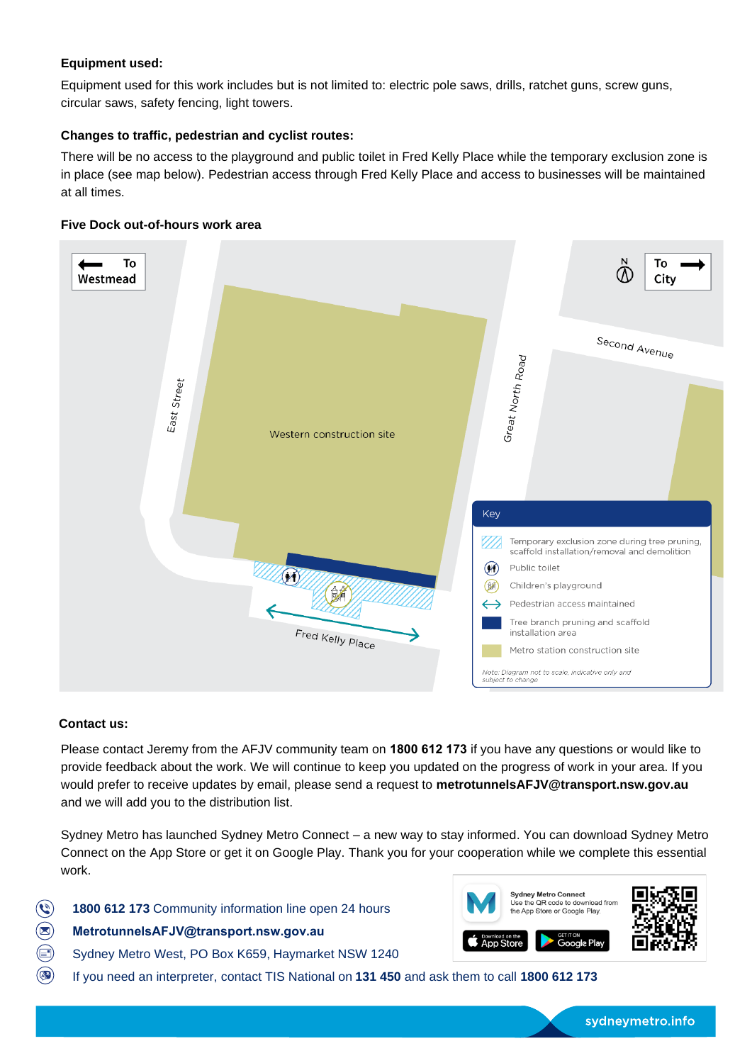**Equipment used:**

Equipment used for this work includes but is not limited to: electric pole saws, drills, ratchet guns, screw guns, circular saws, safety fencing, light towers.

**Changes to traffic, pedestrian and cyclist routes:**

There will be no access to the playground and public toilet in Fred Kelly Place while the temporary exclusion zone is in place (see map below). Pedestrian access through Fred Kelly Place and access to businesses will be maintained at all times.

**Five Dock out-of-hours work area**

To Westmead

To City

East Street

Western construction site

Great North Road

Second Avenue

Fred Kelly Place

Key

Temporary exclusion zone during tree pruning, scaffold installation/removal and demolition

Public toilet

Children's playground

Pedestrian access maintained

Tree branch pruning and scaffold installation area

Metro station construction site

*Note: Diagram not to scale, indicative only and subject to change*

**Contact us:**

Please contact Jeremy from the AFJV community team on **1800 612 173** if you have any questions or would like to provide feedback about the work. We will continue to keep you updated on the progress of work in your area. If you would prefer to receive updates by email, please send a request to **metrotunnelsAFJV@transport.nsw.gov.au** and we will add you to the distribution list.

Sydney Metro has launched Sydney Metro Connect – a new way to stay informed. You can download Sydney Metro Connect on the App Store or get it on Google Play. Thank you for your cooperation while we complete this essential work.

**1800 612 173** Community information line open 24 hours

**MetrotunnelsAFJV@transport.nsw.gov.au**

Sydney Metro West, PO Box K659, Haymarket NSW 1240

If you need an interpreter, contact TIS National on **131 450** and ask them to call **1800 612 173**

**Sydney Metro Connect**
Use the QR code to download from the App Store or Google Play.

sydneymetro.info